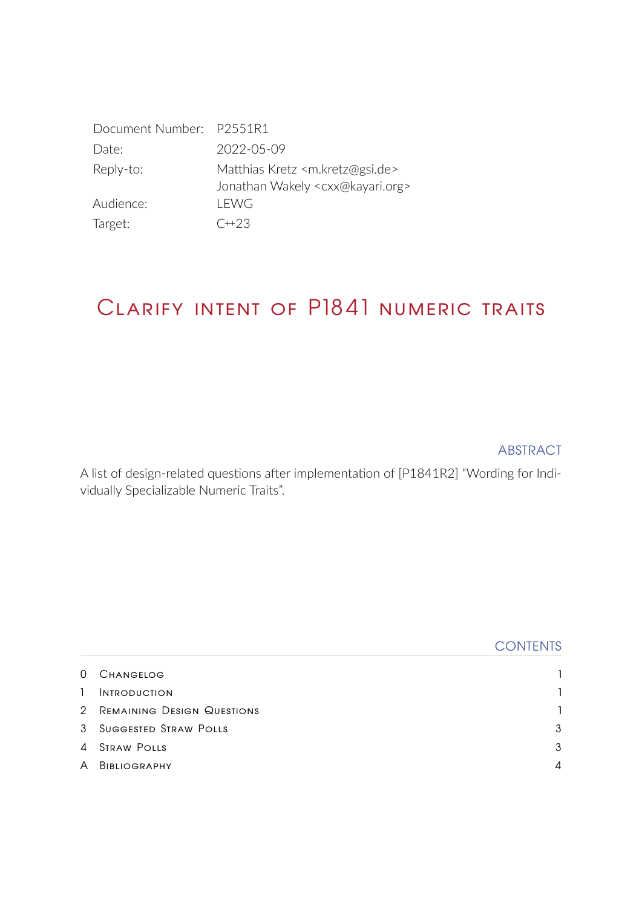| | |
|---|---|
| Document Number: | P2551R1 |
| Date: | 2022-05-09 |
| Reply-to: | Matthias Kretz <m.kretz@gsi.de><br>Jonathan Wakely <cxx@kayari.org> |
| Audience: | LEWG |
| Target: | C++23 |

# Clarify intent of P1841 numeric traits

## ABSTRACT

A list of design-related questions after implementation of [P1841R2] "Wording for Individually Specializable Numeric Traits".

## CONTENTS

| | | |
|---|---|---|
| 0 | Changelog | 1 |
| 1 | Introduction | 1 |
| 2 | Remaining Design Questions | 1 |
| 3 | Suggested Straw Polls | 3 |
| 4 | Straw Polls | 3 |
| A | Bibliography | 4 |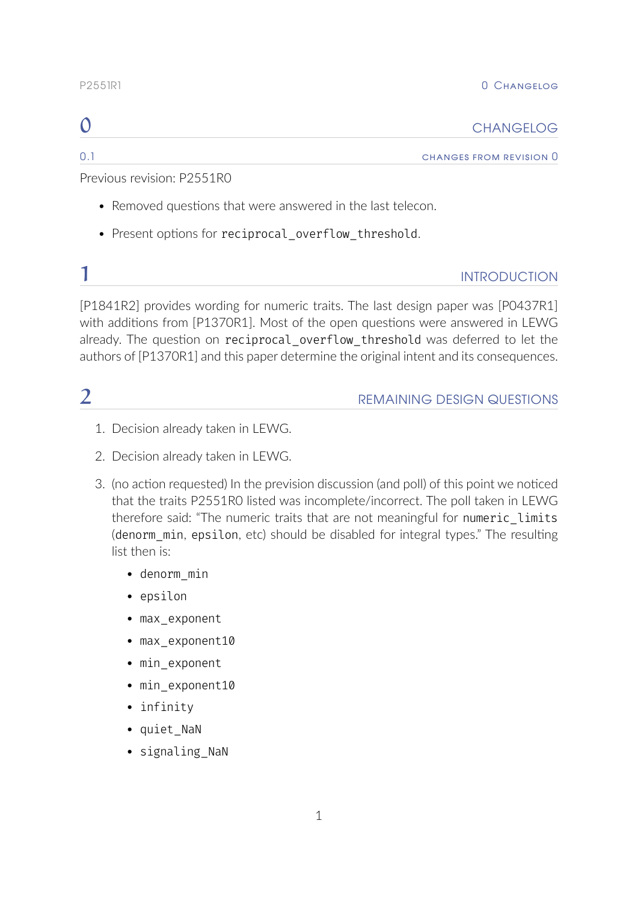# 0 CHANGELOG

## 0.1 CHANGES FROM REVISION 0

Previous revision: P2551R0

- Removed questions that were answered in the last telecon.
- Present options for `reciprocal_overflow_threshold`.

# 1 INTRODUCTION

[P1841R2] provides wording for numeric traits. The last design paper was [P0437R1] with additions from [P1370R1]. Most of the open questions were answered in LEWG already. The question on `reciprocal_overflow_threshold` was deferred to let the authors of [P1370R1] and this paper determine the original intent and its consequences.

# 2 REMAINING DESIGN QUESTIONS

1. Decision already taken in LEWG.
2. Decision already taken in LEWG.
3. (no action requested) In the prevision discussion (and poll) of this point we noticed that the traits P2551R0 listed was incomplete/incorrect. The poll taken in LEWG therefore said: "The numeric traits that are not meaningful for `numeric_limits` (`denorm_min`, `epsilon`, etc) should be disabled for integral types." The resulting list then is:
   - `denorm_min`
   - `epsilon`
   - `max_exponent`
   - `max_exponent10`
   - `min_exponent`
   - `min_exponent10`
   - `infinity`
   - `quiet_NaN`
   - `signaling_NaN`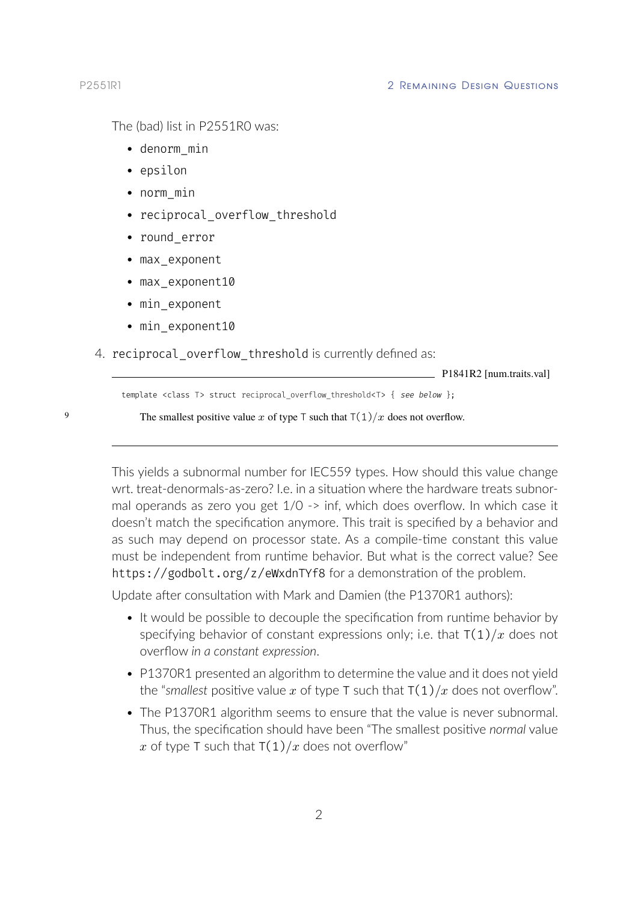The (bad) list in P2551R0 was:

- `denorm_min`
- `epsilon`
- `norm_min`
- `reciprocal_overflow_threshold`
- `round_error`
- `max_exponent`
- `max_exponent10`
- `min_exponent`
- `min_exponent10`

4. `reciprocal_overflow_threshold` is currently defined as:

> P1841R2 [num.traits.val]
>
> ```
> template <class T> struct reciprocal_overflow_threshold<T> { see below };
> ```
>
> 9 The smallest positive value $x$ of type `T` such that `T(1)`$/x$ does not overflow.

This yields a subnormal number for IEC559 types. How should this value change wrt. treat-denormals-as-zero? I.e. in a situation where the hardware treats subnormal operands as zero you get 1/0 -> inf, which does overflow. In which case it doesn't match the specification anymore. This trait is specified by a behavior and as such may depend on processor state. As a compile-time constant this value must be independent from runtime behavior. But what is the correct value? See `https://godbolt.org/z/eWxdnTYf8` for a demonstration of the problem.

Update after consultation with Mark and Damien (the P1370R1 authors):

- It would be possible to decouple the specification from runtime behavior by specifying behavior of constant expressions only; i.e. that `T(1)`$/x$ does not overflow *in a constant expression*.
- P1370R1 presented an algorithm to determine the value and it does not yield the "*smallest* positive value $x$ of type `T` such that `T(1)`$/x$ does not overflow".
- The P1370R1 algorithm seems to ensure that the value is never subnormal. Thus, the specification should have been "The smallest positive *normal* value $x$ of type `T` such that `T(1)`$/x$ does not overflow"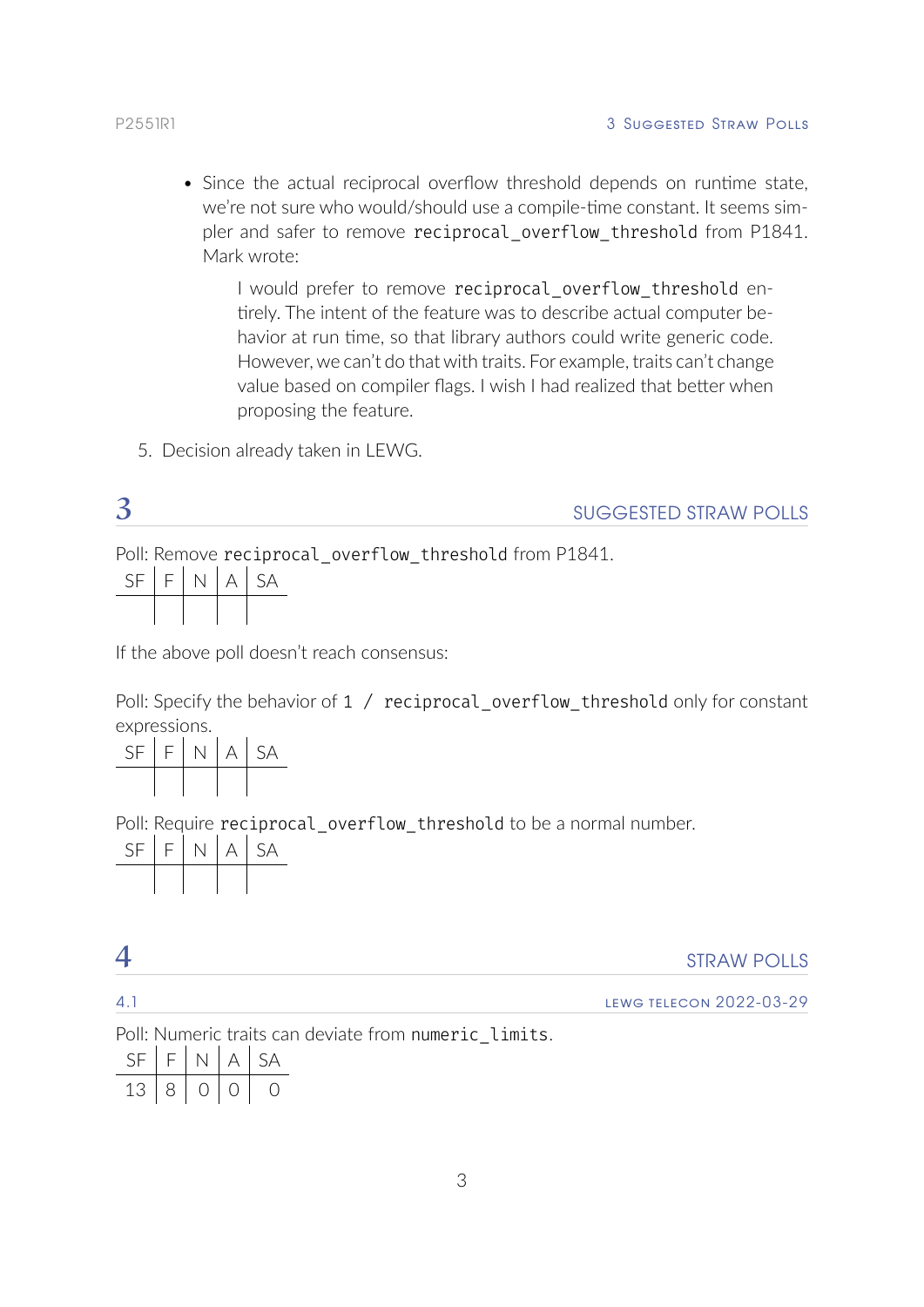- Since the actual reciprocal overflow threshold depends on runtime state, we're not sure who would/should use a compile-time constant. It seems simpler and safer to remove `reciprocal_overflow_threshold` from P1841. Mark wrote:

  > I would prefer to remove `reciprocal_overflow_threshold` entirely. The intent of the feature was to describe actual computer behavior at run time, so that library authors could write generic code. However, we can't do that with traits. For example, traits can't change value based on compiler flags. I wish I had realized that better when proposing the feature.

5. Decision already taken in LEWG.

# 3 Suggested Straw Polls

Poll: Remove `reciprocal_overflow_threshold` from P1841.

| SF | F | N | A | SA |
|---|---|---|---|---|
| | | | | |

If the above poll doesn't reach consensus:

Poll: Specify the behavior of `1 / reciprocal_overflow_threshold` only for constant expressions.

| SF | F | N | A | SA |
|---|---|---|---|---|
| | | | | |

Poll: Require `reciprocal_overflow_threshold` to be a normal number.

| SF | F | N | A | SA |
|---|---|---|---|---|
| | | | | |

# 4 Straw Polls

## 4.1 LEWG telecon 2022-03-29

Poll: Numeric traits can deviate from `numeric_limits`.

| SF | F | N | A | SA |
|---|---|---|---|---|
| 13 | 8 | 0 | 0 | 0 |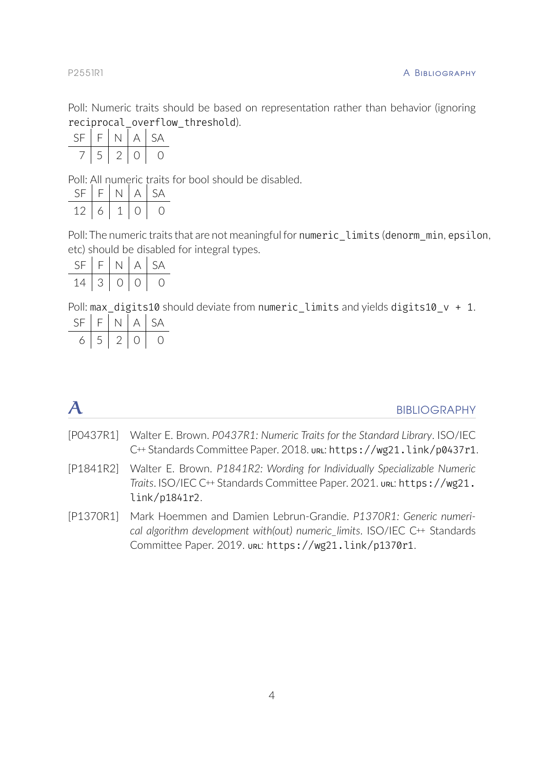Poll: Numeric traits should be based on representation rather than behavior (ignoring `reciprocal_overflow_threshold`).

| SF | F | N | A | SA |
|---|---|---|---|---|
| 7 | 5 | 2 | 0 | 0 |

Poll: All numeric traits for bool should be disabled.

| SF | F | N | A | SA |
|---|---|---|---|---|
| 12 | 6 | 1 | 0 | 0 |

Poll: The numeric traits that are not meaningful for `numeric_limits` (`denorm_min`, `epsilon`, etc) should be disabled for integral types.

| SF | F | N | A | SA |
|---|---|---|---|---|
| 14 | 3 | 0 | 0 | 0 |

Poll: `max_digits10` should deviate from `numeric_limits` and yields `digits10_v + 1`.

| SF | F | N | A | SA |
|---|---|---|---|---|
| 6 | 5 | 2 | 0 | 0 |

# A BIBLIOGRAPHY

[P0437R1] Walter E. Brown. *P0437R1: Numeric Traits for the Standard Library*. ISO/IEC C++ Standards Committee Paper. 2018. URL: `https://wg21.link/p0437r1`.

[P1841R2] Walter E. Brown. *P1841R2: Wording for Individually Specializable Numeric Traits*. ISO/IEC C++ Standards Committee Paper. 2021. URL: `https://wg21.link/p1841r2`.

[P1370R1] Mark Hoemmen and Damien Lebrun-Grandie. *P1370R1: Generic numerical algorithm development with(out) numeric_limits*. ISO/IEC C++ Standards Committee Paper. 2019. URL: `https://wg21.link/p1370r1`.